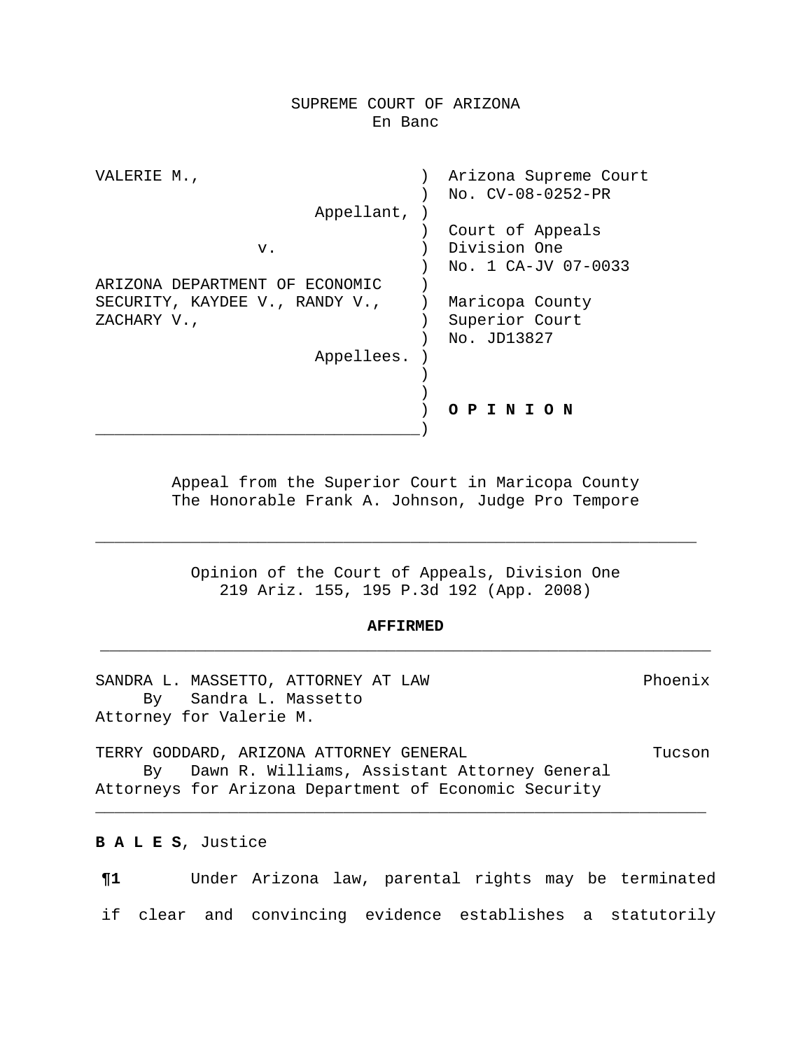SUPREME COURT OF ARIZONA
En Banc

| | |
|---|---|
| VALERIE M., Appellant, | Arizona Supreme Court No. CV-08-0252-PR |
| v. | Court of Appeals Division One No. 1 CA-JV 07-0033 |
| ARIZONA DEPARTMENT OF ECONOMIC SECURITY, KAYDEE V., RANDY V., ZACHARY V., Appellees. | Maricopa County Superior Court No. JD13827 |
| | **O P I N I O N** |

Appeal from the Superior Court in Maricopa County
The Honorable Frank A. Johnson, Judge Pro Tempore

---

Opinion of the Court of Appeals, Division One
219 Ariz. 155, 195 P.3d 192 (App. 2008)

**AFFIRMED**

---

SANDRA L. MASSETTO, ATTORNEY AT LAW — Phoenix
By Sandra L. Massetto
Attorney for Valerie M.

TERRY GODDARD, ARIZONA ATTORNEY GENERAL — Tucson
By Dawn R. Williams, Assistant Attorney General
Attorneys for Arizona Department of Economic Security

---

**B A L E S**, Justice

**¶1** Under Arizona law, parental rights may be terminated if clear and convincing evidence establishes a statutorily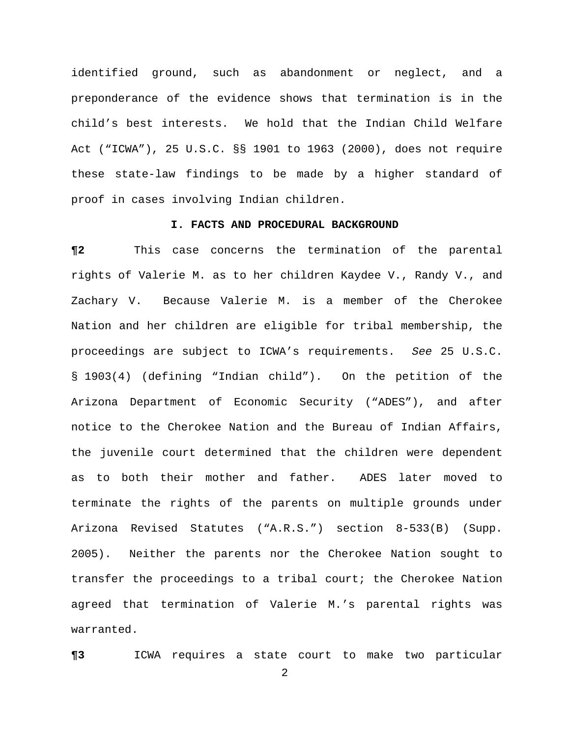identified ground, such as abandonment or neglect, and a preponderance of the evidence shows that termination is in the child's best interests. We hold that the Indian Child Welfare Act ("ICWA"), 25 U.S.C. §§ 1901 to 1963 (2000), does not require these state-law findings to be made by a higher standard of proof in cases involving Indian children.

## I. FACTS AND PROCEDURAL BACKGROUND

**¶2** This case concerns the termination of the parental rights of Valerie M. as to her children Kaydee V., Randy V., and Zachary V. Because Valerie M. is a member of the Cherokee Nation and her children are eligible for tribal membership, the proceedings are subject to ICWA's requirements. *See* 25 U.S.C. § 1903(4) (defining "Indian child"). On the petition of the Arizona Department of Economic Security ("ADES"), and after notice to the Cherokee Nation and the Bureau of Indian Affairs, the juvenile court determined that the children were dependent as to both their mother and father. ADES later moved to terminate the rights of the parents on multiple grounds under Arizona Revised Statutes ("A.R.S.") section 8-533(B) (Supp. 2005). Neither the parents nor the Cherokee Nation sought to transfer the proceedings to a tribal court; the Cherokee Nation agreed that termination of Valerie M.'s parental rights was warranted.

**¶3** ICWA requires a state court to make two particular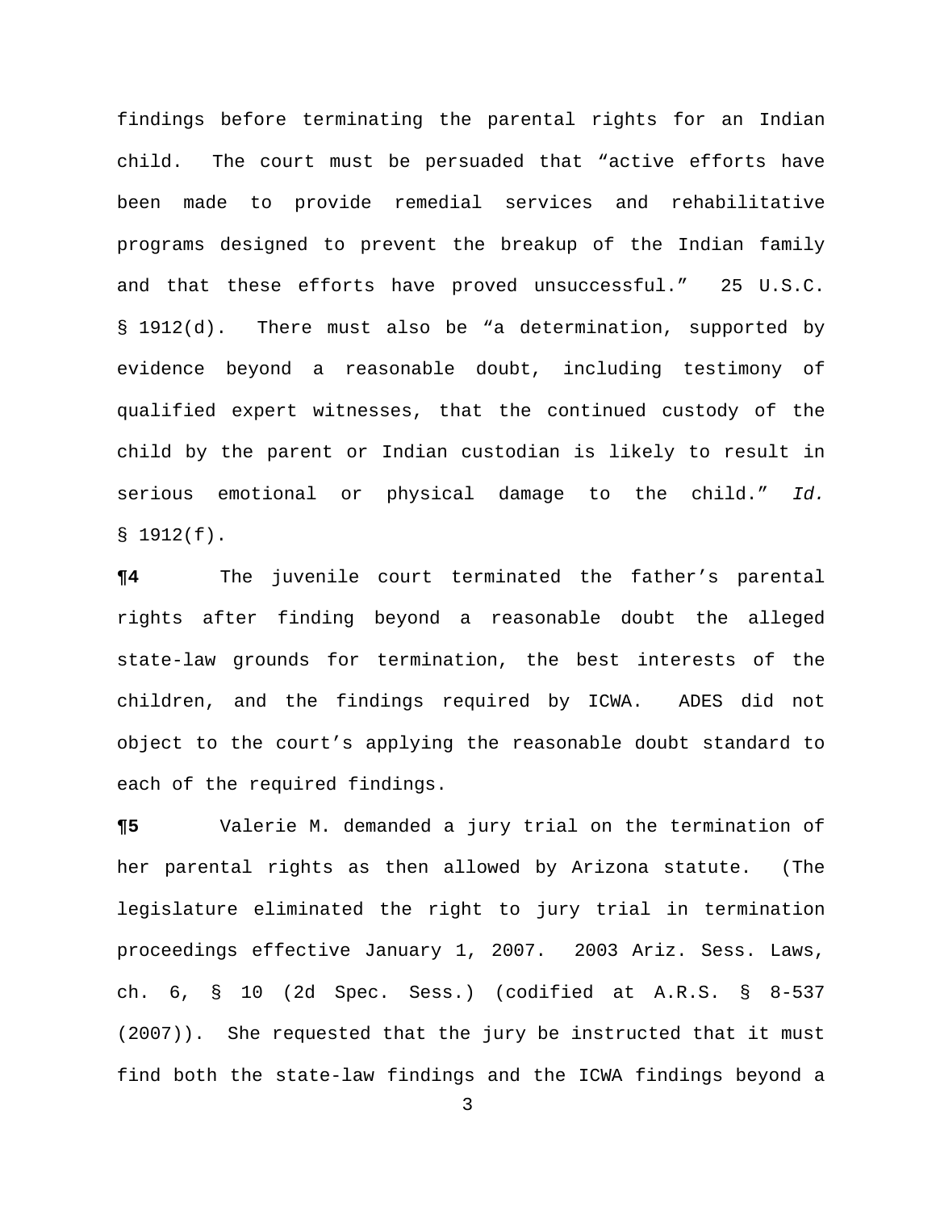findings before terminating the parental rights for an Indian child. The court must be persuaded that "active efforts have been made to provide remedial services and rehabilitative programs designed to prevent the breakup of the Indian family and that these efforts have proved unsuccessful." 25 U.S.C. § 1912(d). There must also be "a determination, supported by evidence beyond a reasonable doubt, including testimony of qualified expert witnesses, that the continued custody of the child by the parent or Indian custodian is likely to result in serious emotional or physical damage to the child." *Id.* § 1912(f).

**¶4** The juvenile court terminated the father's parental rights after finding beyond a reasonable doubt the alleged state-law grounds for termination, the best interests of the children, and the findings required by ICWA. ADES did not object to the court's applying the reasonable doubt standard to each of the required findings.

**¶5** Valerie M. demanded a jury trial on the termination of her parental rights as then allowed by Arizona statute. (The legislature eliminated the right to jury trial in termination proceedings effective January 1, 2007. 2003 Ariz. Sess. Laws, ch. 6, § 10 (2d Spec. Sess.) (codified at A.R.S. § 8-537 (2007)). She requested that the jury be instructed that it must find both the state-law findings and the ICWA findings beyond a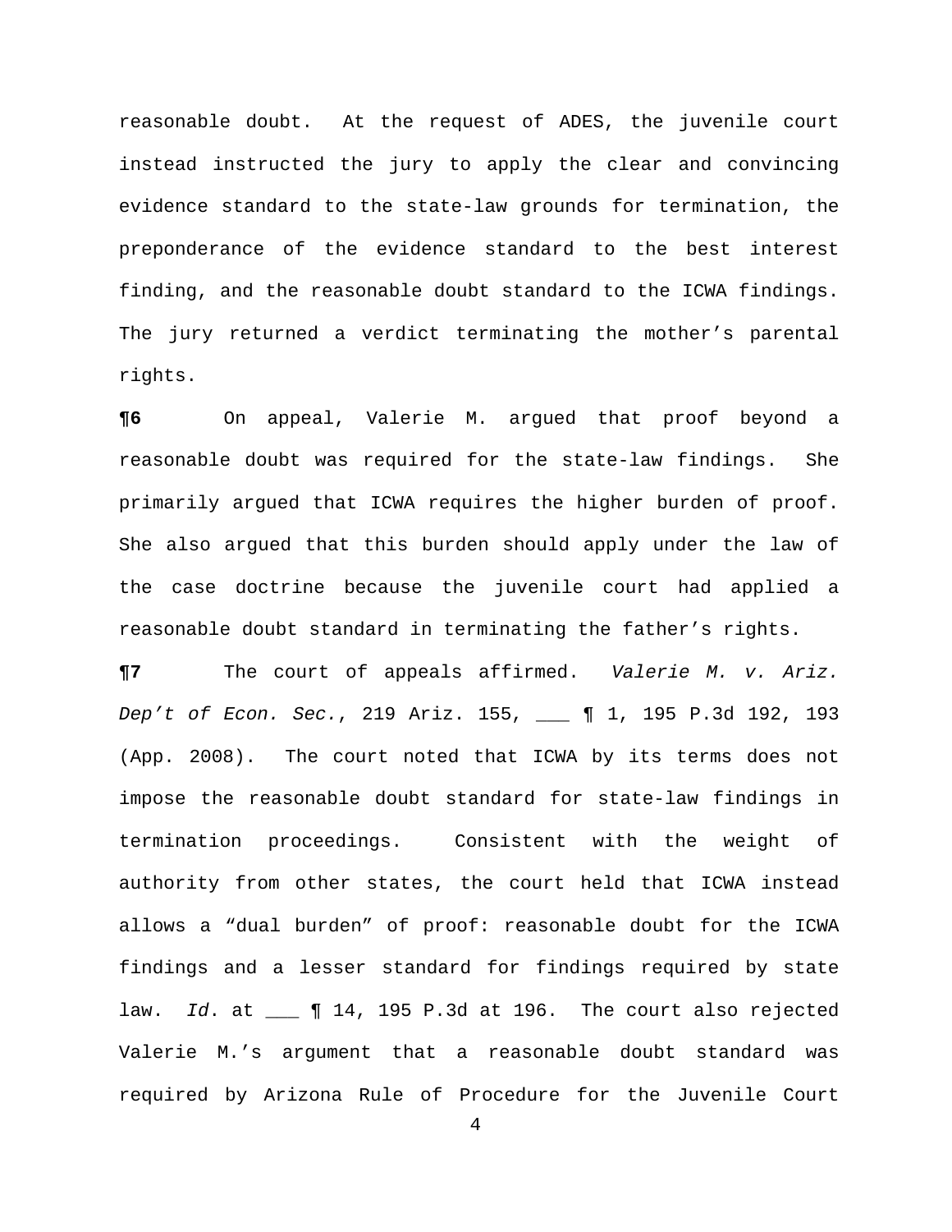reasonable doubt. At the request of ADES, the juvenile court instead instructed the jury to apply the clear and convincing evidence standard to the state-law grounds for termination, the preponderance of the evidence standard to the best interest finding, and the reasonable doubt standard to the ICWA findings. The jury returned a verdict terminating the mother's parental rights.

**¶6** On appeal, Valerie M. argued that proof beyond a reasonable doubt was required for the state-law findings. She primarily argued that ICWA requires the higher burden of proof. She also argued that this burden should apply under the law of the case doctrine because the juvenile court had applied a reasonable doubt standard in terminating the father's rights.

**¶7** The court of appeals affirmed. *Valerie M. v. Ariz. Dep't of Econ. Sec.*, 219 Ariz. 155, ___ ¶ 1, 195 P.3d 192, 193 (App. 2008). The court noted that ICWA by its terms does not impose the reasonable doubt standard for state-law findings in termination proceedings. Consistent with the weight of authority from other states, the court held that ICWA instead allows a "dual burden" of proof: reasonable doubt for the ICWA findings and a lesser standard for findings required by state law. *Id*. at ___ ¶ 14, 195 P.3d at 196. The court also rejected Valerie M.'s argument that a reasonable doubt standard was required by Arizona Rule of Procedure for the Juvenile Court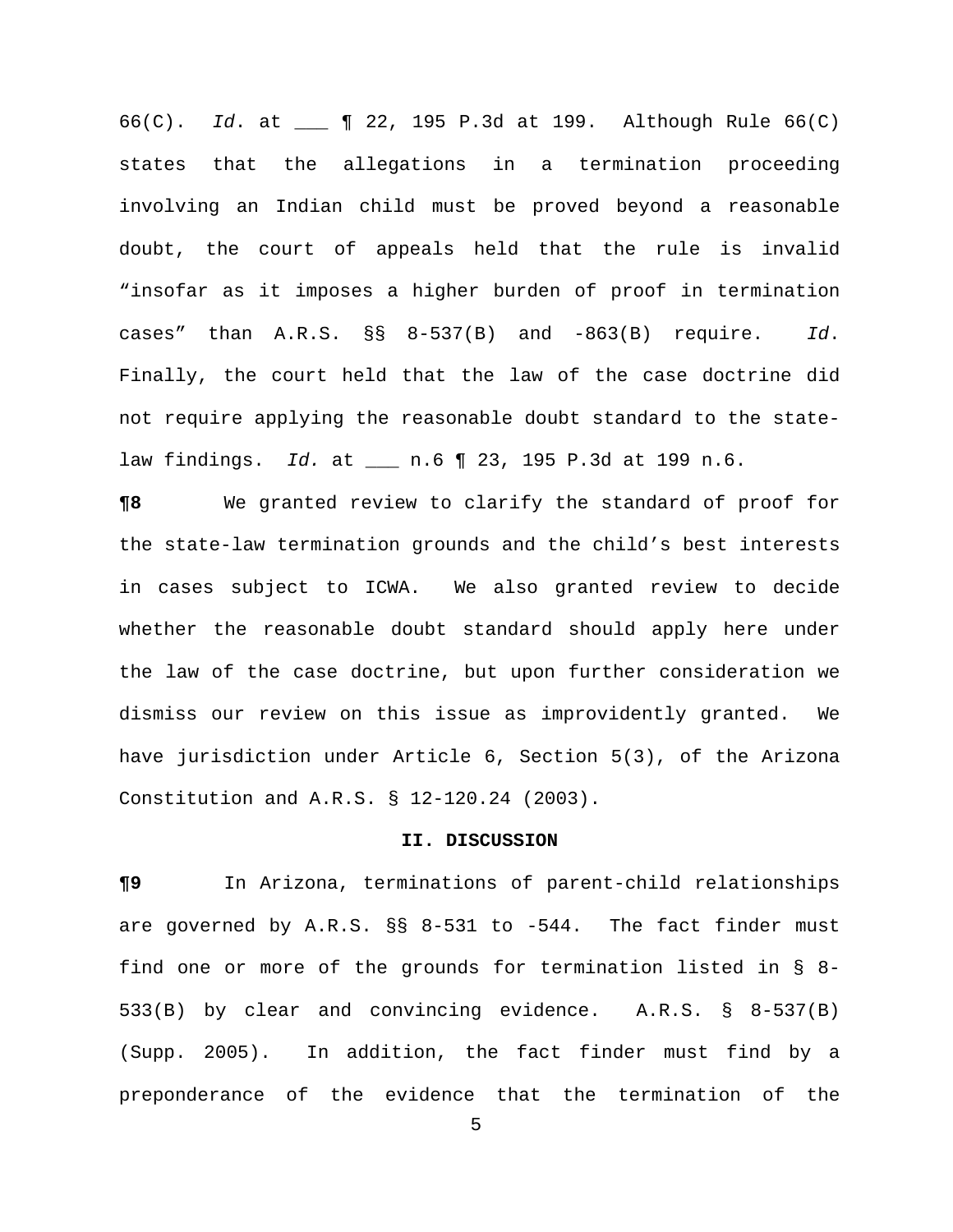66(C). *Id*. at ___ ¶ 22, 195 P.3d at 199. Although Rule 66(C) states that the allegations in a termination proceeding involving an Indian child must be proved beyond a reasonable doubt, the court of appeals held that the rule is invalid "insofar as it imposes a higher burden of proof in termination cases" than A.R.S. §§ 8-537(B) and -863(B) require. *Id*. Finally, the court held that the law of the case doctrine did not require applying the reasonable doubt standard to the state-law findings. *Id.* at ___ n.6 ¶ 23, 195 P.3d at 199 n.6.

**¶8** We granted review to clarify the standard of proof for the state-law termination grounds and the child's best interests in cases subject to ICWA. We also granted review to decide whether the reasonable doubt standard should apply here under the law of the case doctrine, but upon further consideration we dismiss our review on this issue as improvidently granted. We have jurisdiction under Article 6, Section 5(3), of the Arizona Constitution and A.R.S. § 12-120.24 (2003).

## II. DISCUSSION

**¶9** In Arizona, terminations of parent-child relationships are governed by A.R.S. §§ 8-531 to -544. The fact finder must find one or more of the grounds for termination listed in § 8-533(B) by clear and convincing evidence. A.R.S. § 8-537(B) (Supp. 2005). In addition, the fact finder must find by a preponderance of the evidence that the termination of the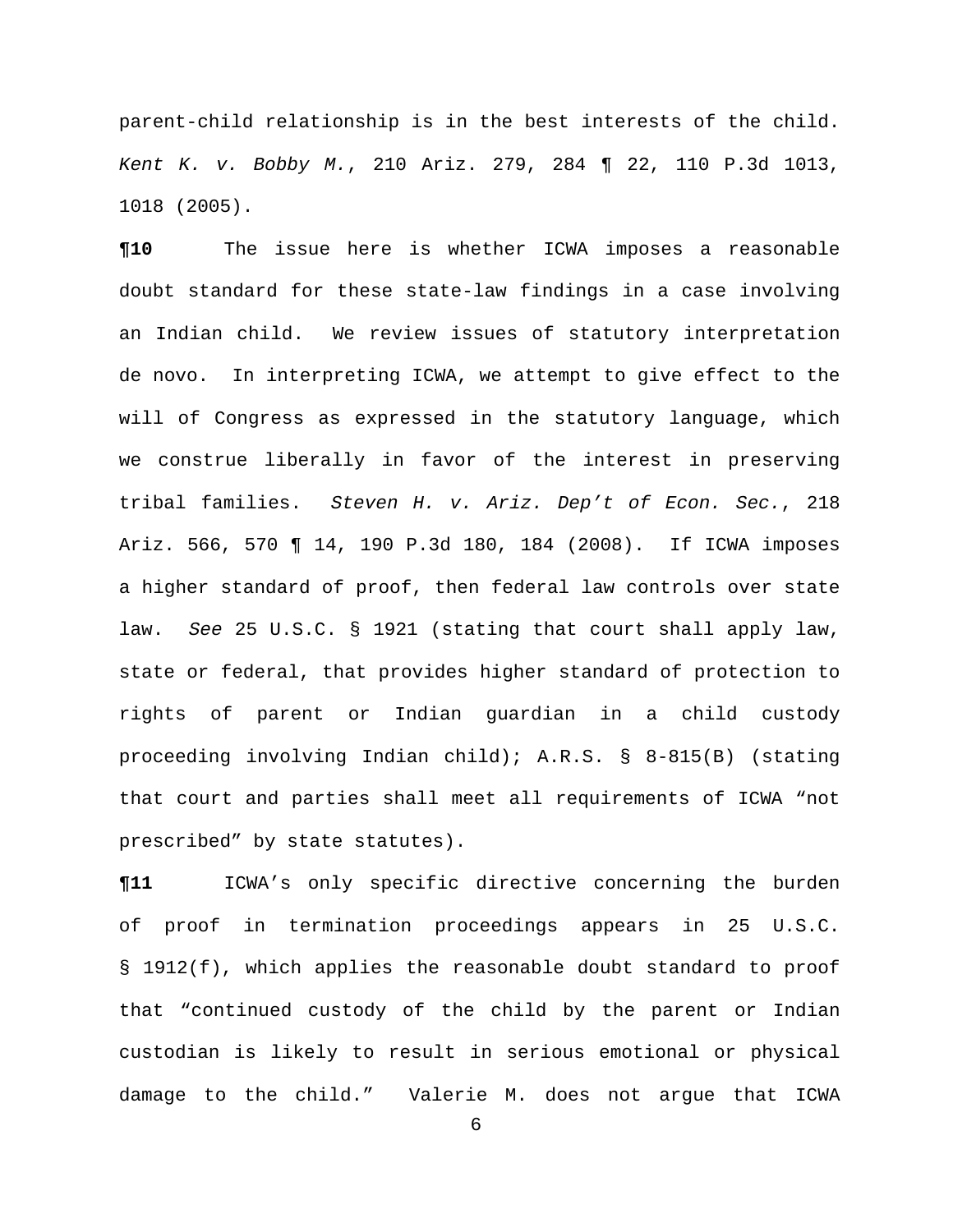parent-child relationship is in the best interests of the child. *Kent K. v. Bobby M.*, 210 Ariz. 279, 284 ¶ 22, 110 P.3d 1013, 1018 (2005).

**¶10** The issue here is whether ICWA imposes a reasonable doubt standard for these state-law findings in a case involving an Indian child. We review issues of statutory interpretation de novo. In interpreting ICWA, we attempt to give effect to the will of Congress as expressed in the statutory language, which we construe liberally in favor of the interest in preserving tribal families. *Steven H. v. Ariz. Dep't of Econ. Sec.*, 218 Ariz. 566, 570 ¶ 14, 190 P.3d 180, 184 (2008). If ICWA imposes a higher standard of proof, then federal law controls over state law. *See* 25 U.S.C. § 1921 (stating that court shall apply law, state or federal, that provides higher standard of protection to rights of parent or Indian guardian in a child custody proceeding involving Indian child); A.R.S. § 8-815(B) (stating that court and parties shall meet all requirements of ICWA "not prescribed" by state statutes).

**¶11** ICWA's only specific directive concerning the burden of proof in termination proceedings appears in 25 U.S.C. § 1912(f), which applies the reasonable doubt standard to proof that "continued custody of the child by the parent or Indian custodian is likely to result in serious emotional or physical damage to the child." Valerie M. does not argue that ICWA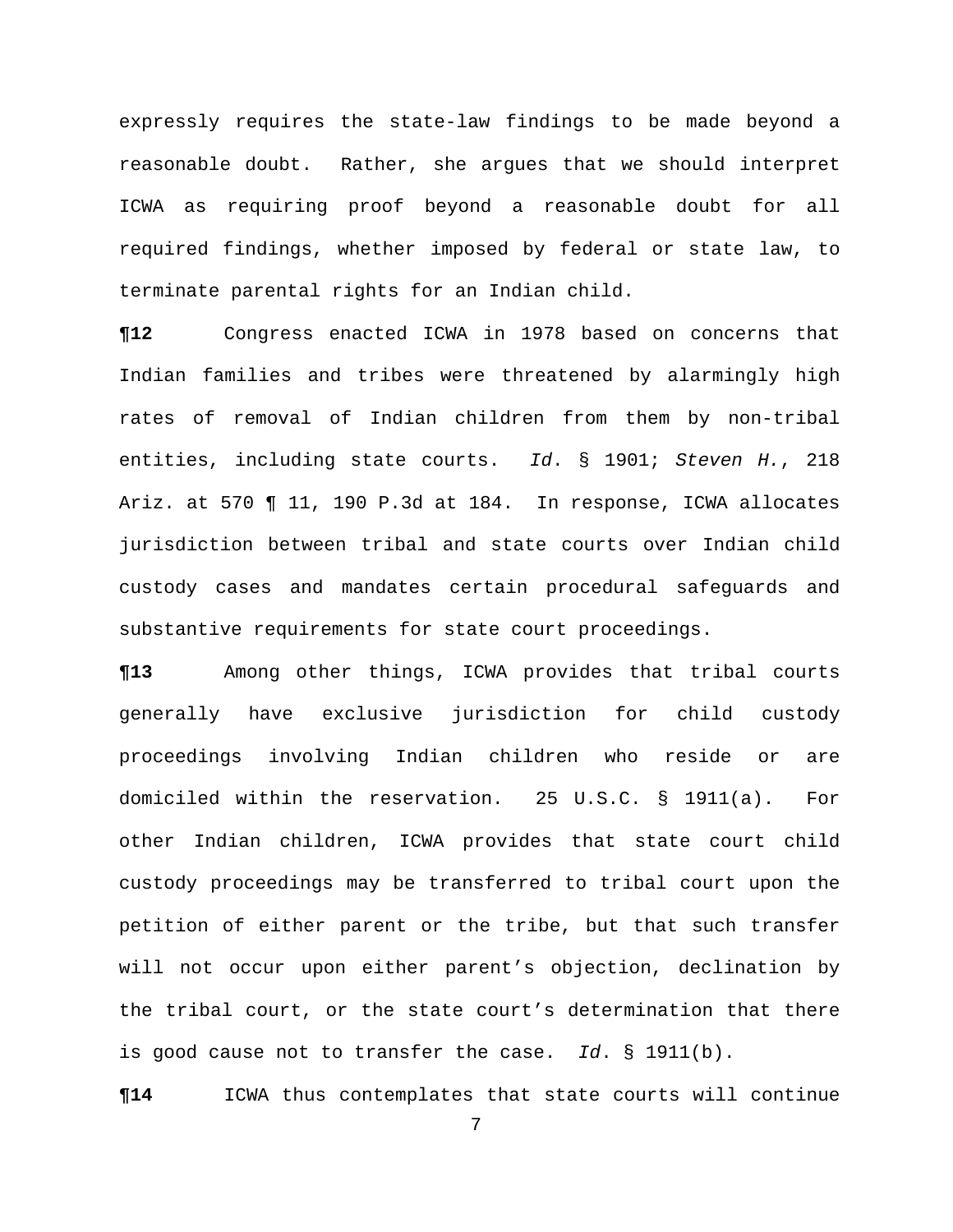expressly requires the state-law findings to be made beyond a reasonable doubt. Rather, she argues that we should interpret ICWA as requiring proof beyond a reasonable doubt for all required findings, whether imposed by federal or state law, to terminate parental rights for an Indian child.

**¶12** Congress enacted ICWA in 1978 based on concerns that Indian families and tribes were threatened by alarmingly high rates of removal of Indian children from them by non-tribal entities, including state courts. *Id*. § 1901; *Steven H.*, 218 Ariz. at 570 ¶ 11, 190 P.3d at 184. In response, ICWA allocates jurisdiction between tribal and state courts over Indian child custody cases and mandates certain procedural safeguards and substantive requirements for state court proceedings.

**¶13** Among other things, ICWA provides that tribal courts generally have exclusive jurisdiction for child custody proceedings involving Indian children who reside or are domiciled within the reservation. 25 U.S.C. § 1911(a). For other Indian children, ICWA provides that state court child custody proceedings may be transferred to tribal court upon the petition of either parent or the tribe, but that such transfer will not occur upon either parent's objection, declination by the tribal court, or the state court's determination that there is good cause not to transfer the case. *Id*. § 1911(b).

**¶14** ICWA thus contemplates that state courts will continue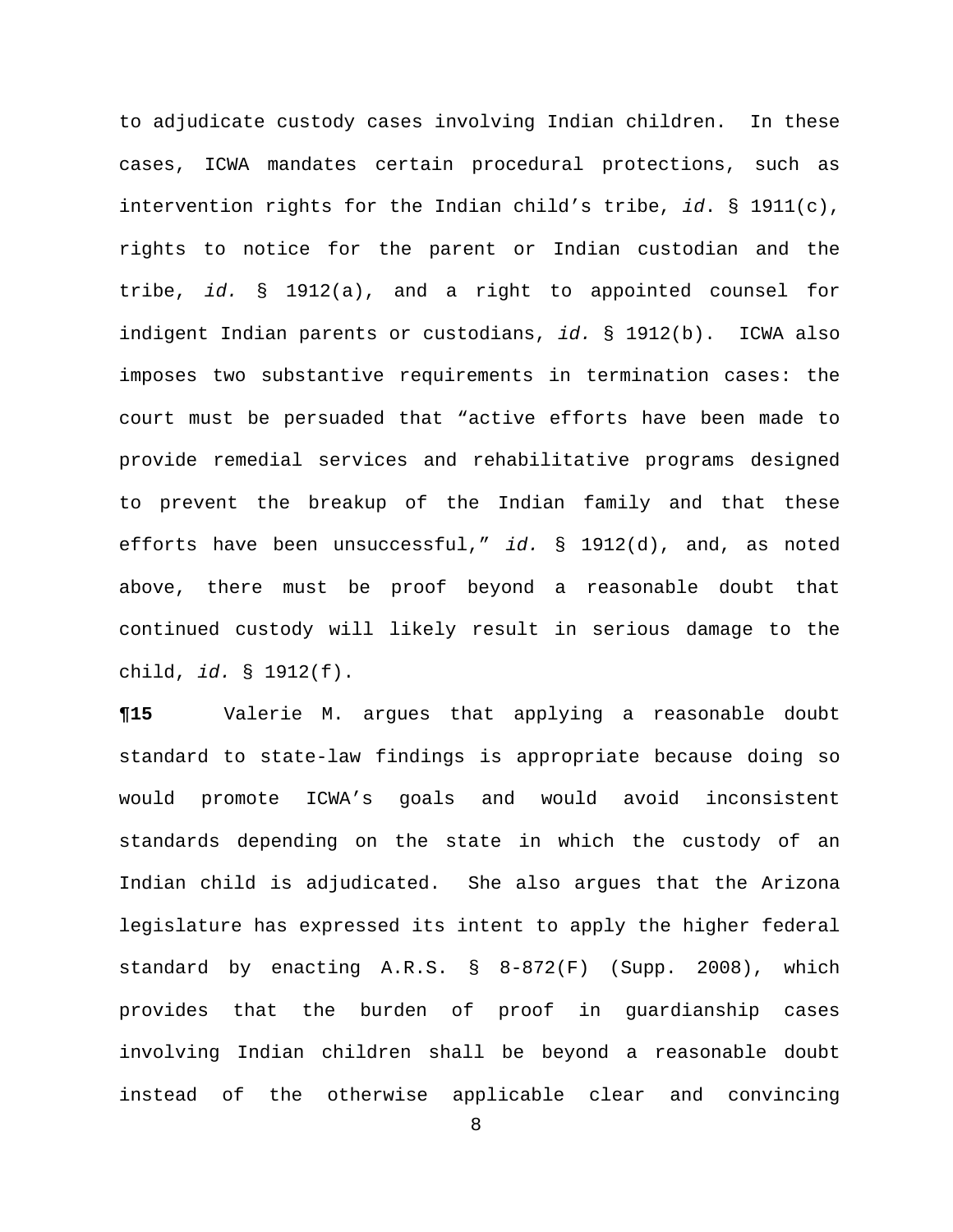to adjudicate custody cases involving Indian children. In these cases, ICWA mandates certain procedural protections, such as intervention rights for the Indian child's tribe, *id*. § 1911(c), rights to notice for the parent or Indian custodian and the tribe, *id.* § 1912(a), and a right to appointed counsel for indigent Indian parents or custodians, *id.* § 1912(b). ICWA also imposes two substantive requirements in termination cases: the court must be persuaded that "active efforts have been made to provide remedial services and rehabilitative programs designed to prevent the breakup of the Indian family and that these efforts have been unsuccessful," *id.* § 1912(d), and, as noted above, there must be proof beyond a reasonable doubt that continued custody will likely result in serious damage to the child, *id.* § 1912(f).

**¶15** Valerie M. argues that applying a reasonable doubt standard to state-law findings is appropriate because doing so would promote ICWA's goals and would avoid inconsistent standards depending on the state in which the custody of an Indian child is adjudicated. She also argues that the Arizona legislature has expressed its intent to apply the higher federal standard by enacting A.R.S. § 8-872(F) (Supp. 2008), which provides that the burden of proof in guardianship cases involving Indian children shall be beyond a reasonable doubt instead of the otherwise applicable clear and convincing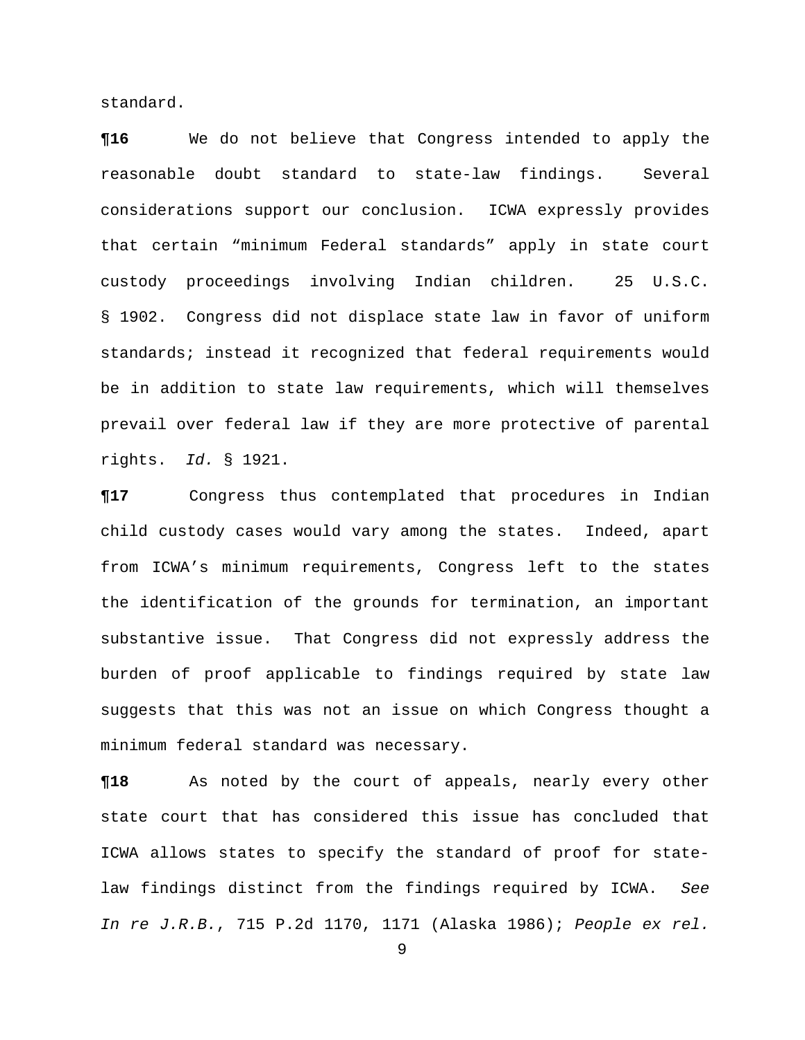standard.

**¶16** We do not believe that Congress intended to apply the reasonable doubt standard to state-law findings. Several considerations support our conclusion. ICWA expressly provides that certain "minimum Federal standards" apply in state court custody proceedings involving Indian children. 25 U.S.C. § 1902. Congress did not displace state law in favor of uniform standards; instead it recognized that federal requirements would be in addition to state law requirements, which will themselves prevail over federal law if they are more protective of parental rights. *Id.* § 1921.

**¶17** Congress thus contemplated that procedures in Indian child custody cases would vary among the states. Indeed, apart from ICWA's minimum requirements, Congress left to the states the identification of the grounds for termination, an important substantive issue. That Congress did not expressly address the burden of proof applicable to findings required by state law suggests that this was not an issue on which Congress thought a minimum federal standard was necessary.

**¶18** As noted by the court of appeals, nearly every other state court that has considered this issue has concluded that ICWA allows states to specify the standard of proof for state-law findings distinct from the findings required by ICWA. *See In re J.R.B.*, 715 P.2d 1170, 1171 (Alaska 1986); *People ex rel.*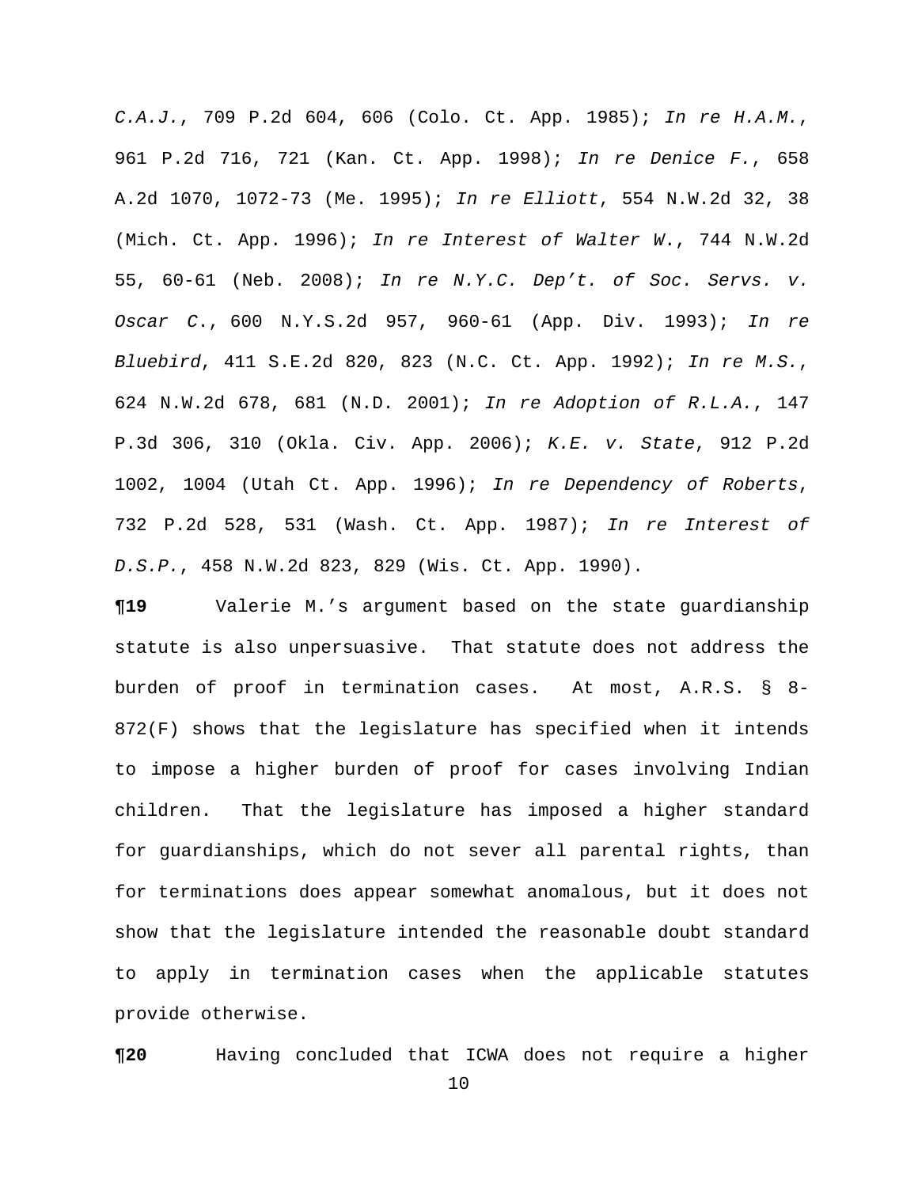*C.A.J.*, 709 P.2d 604, 606 (Colo. Ct. App. 1985); *In re H.A.M.*, 961 P.2d 716, 721 (Kan. Ct. App. 1998); *In re Denice F.*, 658 A.2d 1070, 1072-73 (Me. 1995); *In re Elliott*, 554 N.W.2d 32, 38 (Mich. Ct. App. 1996); *In re Interest of Walter W.*, 744 N.W.2d 55, 60-61 (Neb. 2008); *In re N.Y.C. Dep't. of Soc. Servs. v. Oscar C.*, 600 N.Y.S.2d 957, 960-61 (App. Div. 1993); *In re Bluebird*, 411 S.E.2d 820, 823 (N.C. Ct. App. 1992); *In re M.S.*, 624 N.W.2d 678, 681 (N.D. 2001); *In re Adoption of R.L.A.*, 147 P.3d 306, 310 (Okla. Civ. App. 2006); *K.E. v. State*, 912 P.2d 1002, 1004 (Utah Ct. App. 1996); *In re Dependency of Roberts*, 732 P.2d 528, 531 (Wash. Ct. App. 1987); *In re Interest of D.S.P.*, 458 N.W.2d 823, 829 (Wis. Ct. App. 1990).

**¶19** Valerie M.'s argument based on the state guardianship statute is also unpersuasive. That statute does not address the burden of proof in termination cases. At most, A.R.S. § 8-872(F) shows that the legislature has specified when it intends to impose a higher burden of proof for cases involving Indian children. That the legislature has imposed a higher standard for guardianships, which do not sever all parental rights, than for terminations does appear somewhat anomalous, but it does not show that the legislature intended the reasonable doubt standard to apply in termination cases when the applicable statutes provide otherwise.

**¶20** Having concluded that ICWA does not require a higher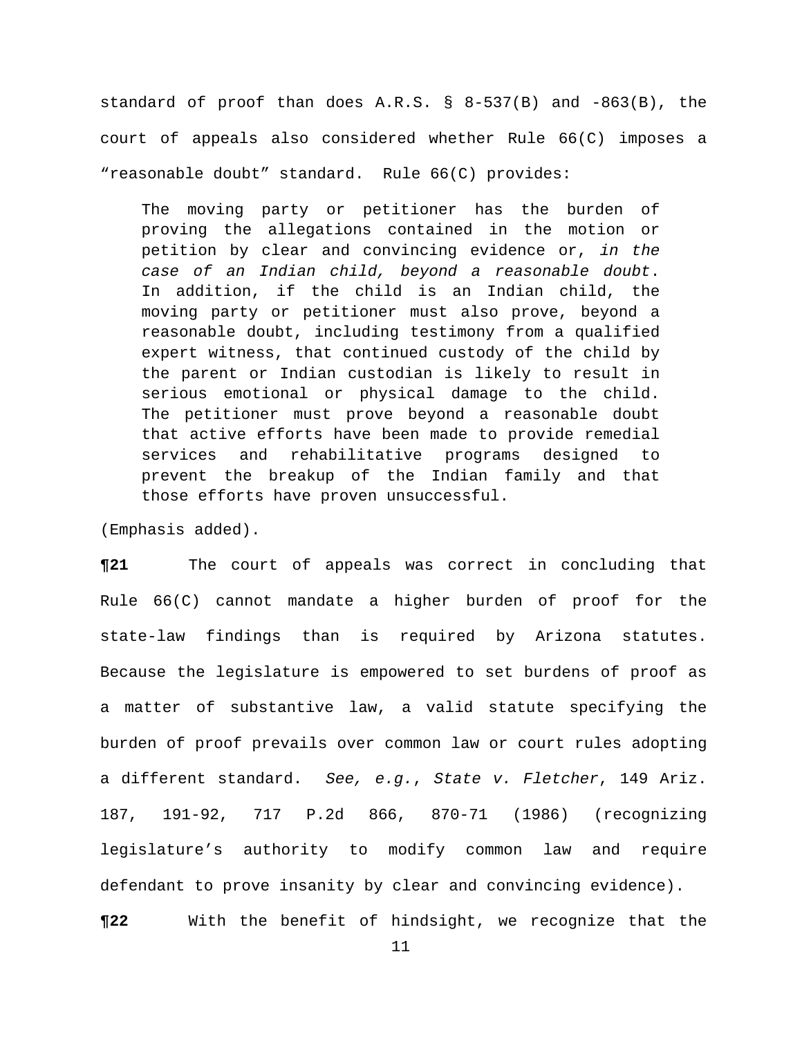standard of proof than does A.R.S. § 8-537(B) and -863(B), the court of appeals also considered whether Rule 66(C) imposes a "reasonable doubt" standard. Rule 66(C) provides:

> The moving party or petitioner has the burden of proving the allegations contained in the motion or petition by clear and convincing evidence or, *in the case of an Indian child, beyond a reasonable doubt*. In addition, if the child is an Indian child, the moving party or petitioner must also prove, beyond a reasonable doubt, including testimony from a qualified expert witness, that continued custody of the child by the parent or Indian custodian is likely to result in serious emotional or physical damage to the child. The petitioner must prove beyond a reasonable doubt that active efforts have been made to provide remedial services and rehabilitative programs designed to prevent the breakup of the Indian family and that those efforts have proven unsuccessful.

(Emphasis added).

**¶21** The court of appeals was correct in concluding that Rule 66(C) cannot mandate a higher burden of proof for the state-law findings than is required by Arizona statutes. Because the legislature is empowered to set burdens of proof as a matter of substantive law, a valid statute specifying the burden of proof prevails over common law or court rules adopting a different standard. *See, e.g.*, *State v. Fletcher*, 149 Ariz. 187, 191-92, 717 P.2d 866, 870-71 (1986) (recognizing legislature's authority to modify common law and require defendant to prove insanity by clear and convincing evidence).

**¶22** With the benefit of hindsight, we recognize that the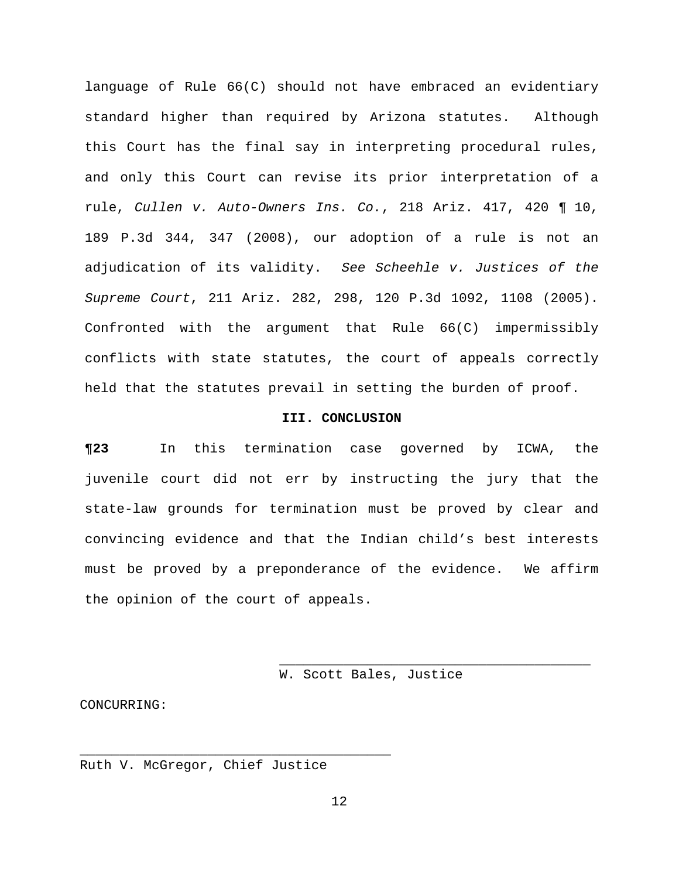language of Rule 66(C) should not have embraced an evidentiary standard higher than required by Arizona statutes. Although this Court has the final say in interpreting procedural rules, and only this Court can revise its prior interpretation of a rule, *Cullen v. Auto-Owners Ins. Co.*, 218 Ariz. 417, 420 ¶ 10, 189 P.3d 344, 347 (2008), our adoption of a rule is not an adjudication of its validity. *See Scheehle v. Justices of the Supreme Court*, 211 Ariz. 282, 298, 120 P.3d 1092, 1108 (2005). Confronted with the argument that Rule 66(C) impermissibly conflicts with state statutes, the court of appeals correctly held that the statutes prevail in setting the burden of proof.

## III. CONCLUSION

**¶23** In this termination case governed by ICWA, the juvenile court did not err by instructing the jury that the state-law grounds for termination must be proved by clear and convincing evidence and that the Indian child's best interests must be proved by a preponderance of the evidence. We affirm the opinion of the court of appeals.

_______________________________________
W. Scott Bales, Justice

CONCURRING:

_______________________________________
Ruth V. McGregor, Chief Justice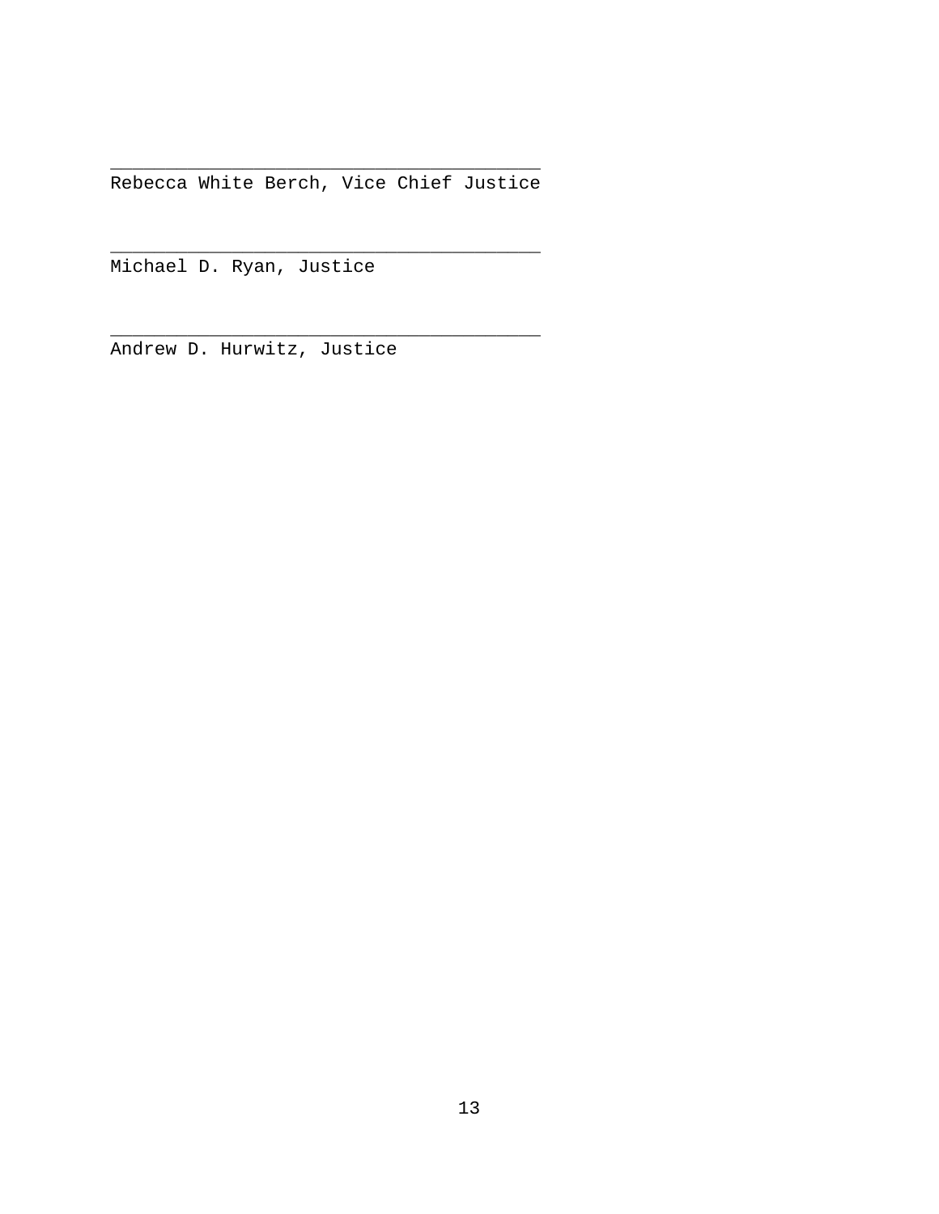_______________________________________
Rebecca White Berch, Vice Chief Justice

_______________________________________
Michael D. Ryan, Justice

_______________________________________
Andrew D. Hurwitz, Justice